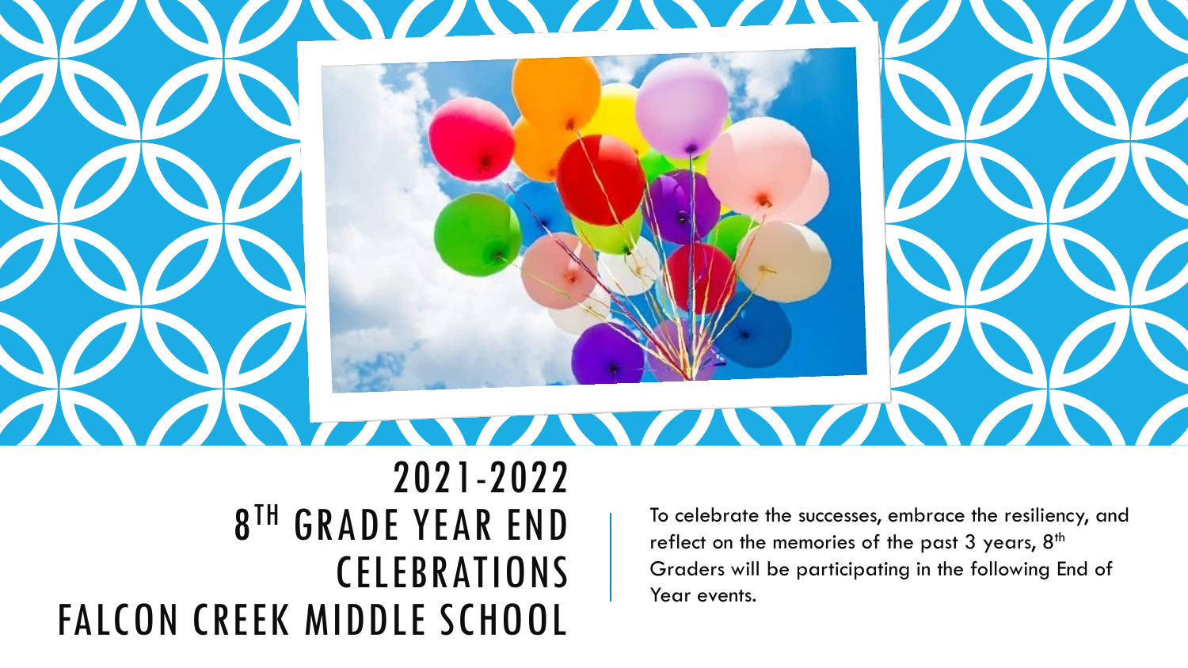# 2021-2022
# 8TH GRADE YEAR END CELEBRATIONS
# FALCON CREEK MIDDLE SCHOOL

To celebrate the successes, embrace the resiliency, and reflect on the memories of the past 3 years, 8th Graders will be participating in the following End of Year events.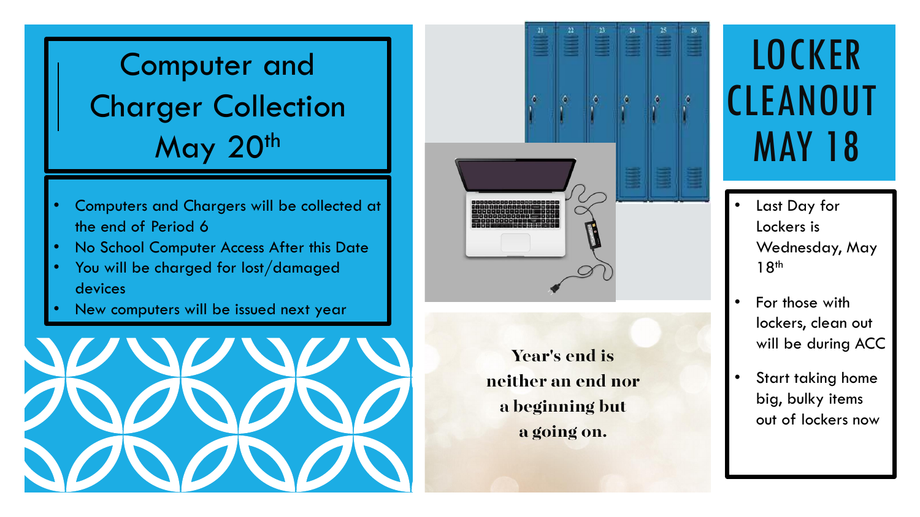# Computer and Charger Collection May 20th

- Computers and Chargers will be collected at the end of Period 6
- No School Computer Access After this Date
- You will be charged for lost/damaged devices
- New computers will be issued next year

Year's end is neither an end nor a beginning but a going on.

# LOCKER CLEANOUT MAY 18

- Last Day for Lockers is Wednesday, May 18th
- For those with lockers, clean out will be during ACC
- Start taking home big, bulky items out of lockers now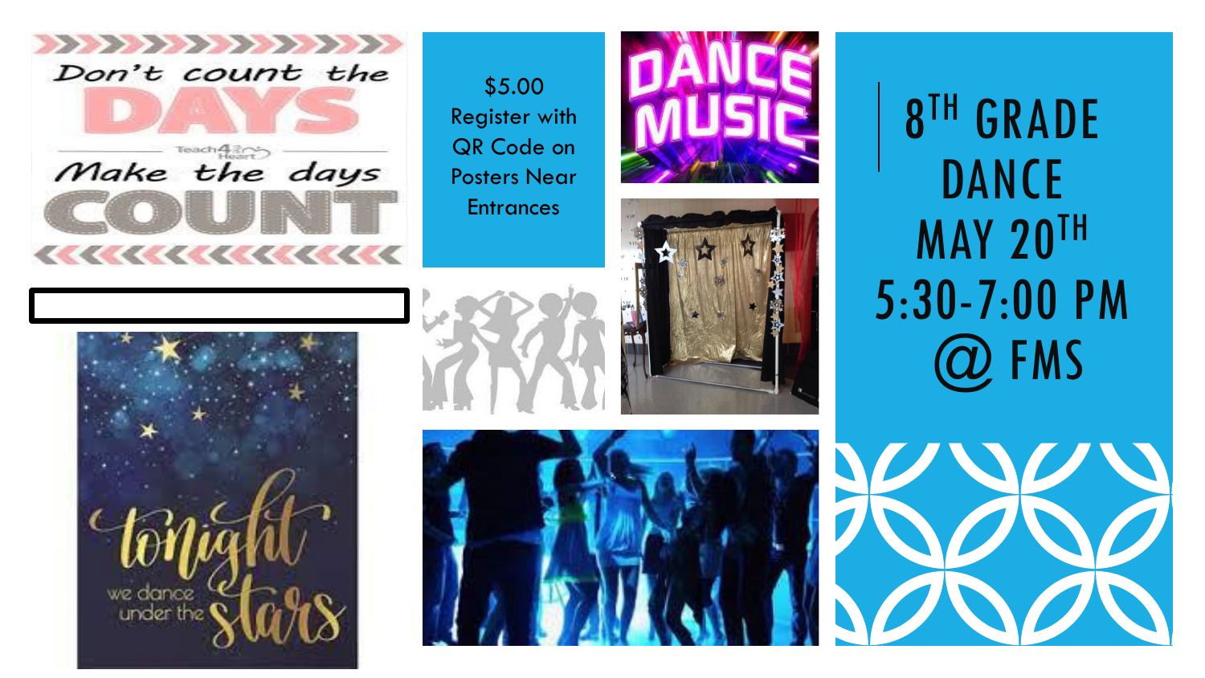# 8th GRADE DANCE MAY 20th 5:30-7:00 PM @ FMS

$5.00
Register with QR Code on Posters Near Entrances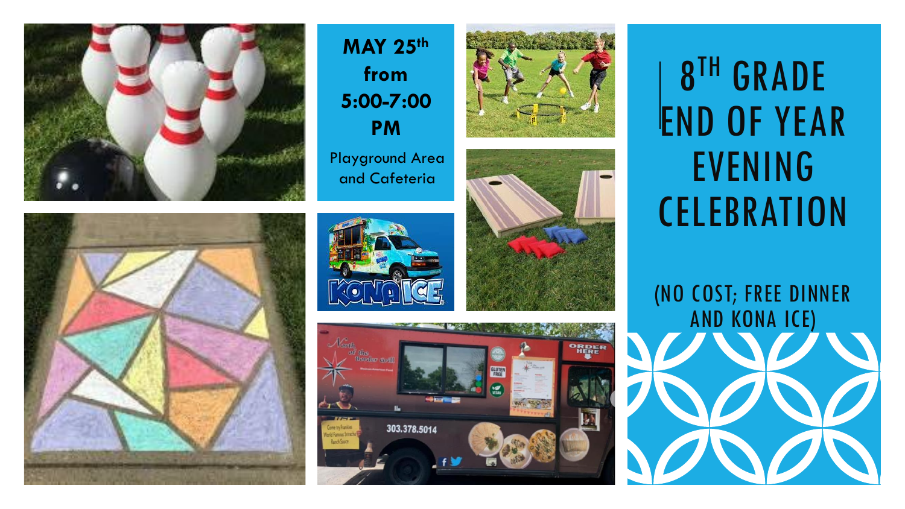# 8TH GRADE END OF YEAR EVENING CELEBRATION

(NO COST; FREE DINNER AND KONA ICE)

**MAY 25th from 5:00-7:00 PM**

Playground Area and Cafeteria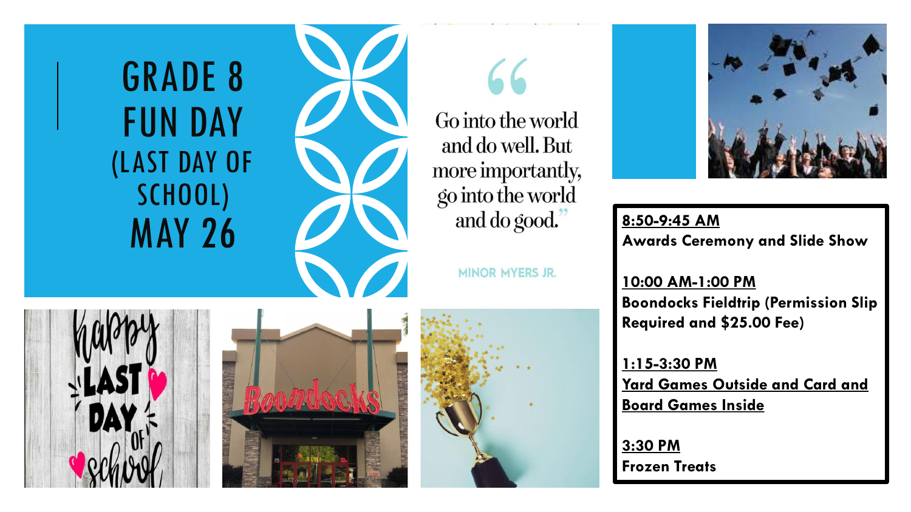# GRADE 8 FUN DAY (LAST DAY OF SCHOOL) MAY 26

> Go into the world and do well. But more importantly, go into the world and do good.
>
> MINOR MYERS JR.

**8:50-9:45 AM**
**Awards Ceremony and Slide Show**

**10:00 AM-1:00 PM**
**Boondocks Fieldtrip (Permission Slip Required and $25.00 Fee)**

**1:15-3:30 PM**
**Yard Games Outside and Card and Board Games Inside**

**3:30 PM**
**Frozen Treats**